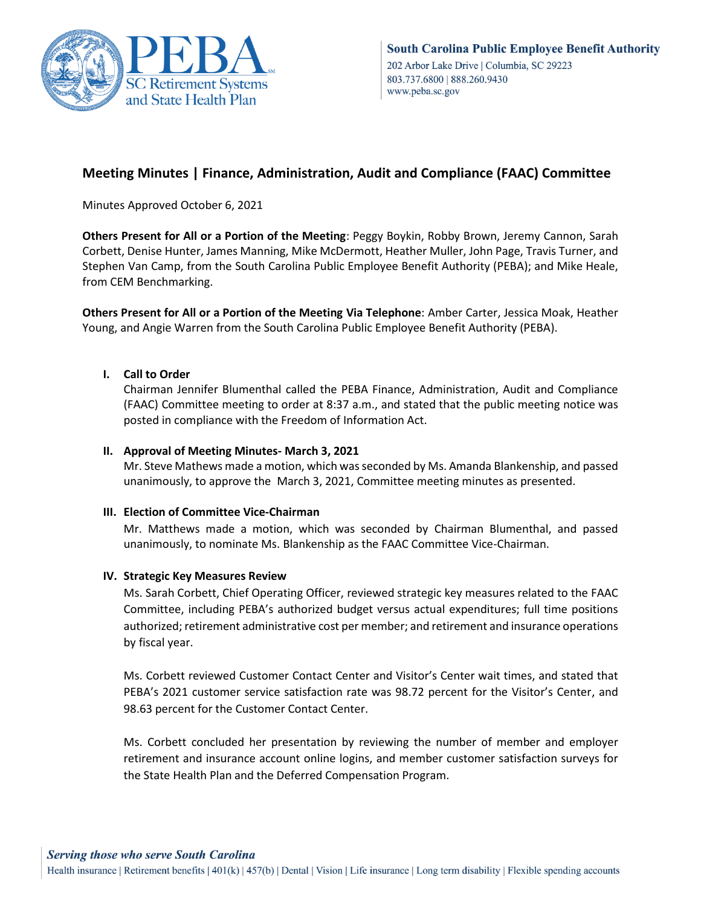# Meeting Minutes | Finance, Administration, Audit and Compliance (FAAC) Committee

Minutes Approved October 6, 2021

**Others Present for All or a Portion of the Meeting**: Peggy Boykin, Robby Brown, Jeremy Cannon, Sarah Corbett, Denise Hunter, James Manning, Mike McDermott, Heather Muller, John Page, Travis Turner, and Stephen Van Camp, from the South Carolina Public Employee Benefit Authority (PEBA); and Mike Heale, from CEM Benchmarking.

**Others Present for All or a Portion of the Meeting Via Telephone**: Amber Carter, Jessica Moak, Heather Young, and Angie Warren from the South Carolina Public Employee Benefit Authority (PEBA).

**I. Call to Order**

Chairman Jennifer Blumenthal called the PEBA Finance, Administration, Audit and Compliance (FAAC) Committee meeting to order at 8:37 a.m., and stated that the public meeting notice was posted in compliance with the Freedom of Information Act.

**II. Approval of Meeting Minutes- March 3, 2021**

Mr. Steve Mathews made a motion, which was seconded by Ms. Amanda Blankenship, and passed unanimously, to approve the March 3, 2021, Committee meeting minutes as presented.

**III. Election of Committee Vice-Chairman**

Mr. Matthews made a motion, which was seconded by Chairman Blumenthal, and passed unanimously, to nominate Ms. Blankenship as the FAAC Committee Vice-Chairman.

**IV. Strategic Key Measures Review**

Ms. Sarah Corbett, Chief Operating Officer, reviewed strategic key measures related to the FAAC Committee, including PEBA's authorized budget versus actual expenditures; full time positions authorized; retirement administrative cost per member; and retirement and insurance operations by fiscal year.

Ms. Corbett reviewed Customer Contact Center and Visitor's Center wait times, and stated that PEBA's 2021 customer service satisfaction rate was 98.72 percent for the Visitor's Center, and 98.63 percent for the Customer Contact Center.

Ms. Corbett concluded her presentation by reviewing the number of member and employer retirement and insurance account online logins, and member customer satisfaction surveys for the State Health Plan and the Deferred Compensation Program.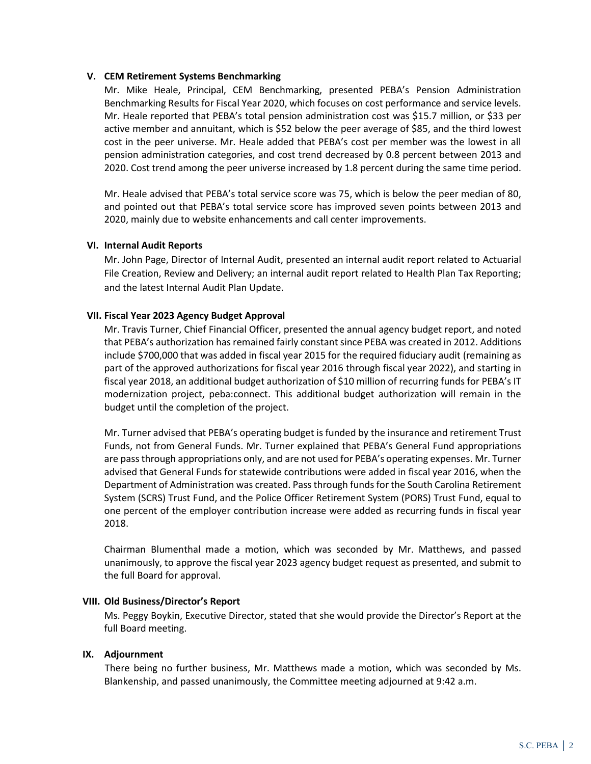## V. CEM Retirement Systems Benchmarking

Mr. Mike Heale, Principal, CEM Benchmarking, presented PEBA's Pension Administration Benchmarking Results for Fiscal Year 2020, which focuses on cost performance and service levels. Mr. Heale reported that PEBA's total pension administration cost was $15.7 million, or $33 per active member and annuitant, which is $52 below the peer average of $85, and the third lowest cost in the peer universe. Mr. Heale added that PEBA's cost per member was the lowest in all pension administration categories, and cost trend decreased by 0.8 percent between 2013 and 2020. Cost trend among the peer universe increased by 1.8 percent during the same time period.

Mr. Heale advised that PEBA's total service score was 75, which is below the peer median of 80, and pointed out that PEBA's total service score has improved seven points between 2013 and 2020, mainly due to website enhancements and call center improvements.

## VI. Internal Audit Reports

Mr. John Page, Director of Internal Audit, presented an internal audit report related to Actuarial File Creation, Review and Delivery; an internal audit report related to Health Plan Tax Reporting; and the latest Internal Audit Plan Update.

## VII. Fiscal Year 2023 Agency Budget Approval

Mr. Travis Turner, Chief Financial Officer, presented the annual agency budget report, and noted that PEBA's authorization has remained fairly constant since PEBA was created in 2012. Additions include $700,000 that was added in fiscal year 2015 for the required fiduciary audit (remaining as part of the approved authorizations for fiscal year 2016 through fiscal year 2022), and starting in fiscal year 2018, an additional budget authorization of $10 million of recurring funds for PEBA's IT modernization project, peba:connect. This additional budget authorization will remain in the budget until the completion of the project.

Mr. Turner advised that PEBA's operating budget is funded by the insurance and retirement Trust Funds, not from General Funds. Mr. Turner explained that PEBA's General Fund appropriations are pass through appropriations only, and are not used for PEBA's operating expenses. Mr. Turner advised that General Funds for statewide contributions were added in fiscal year 2016, when the Department of Administration was created. Pass through funds for the South Carolina Retirement System (SCRS) Trust Fund, and the Police Officer Retirement System (PORS) Trust Fund, equal to one percent of the employer contribution increase were added as recurring funds in fiscal year 2018.

Chairman Blumenthal made a motion, which was seconded by Mr. Matthews, and passed unanimously, to approve the fiscal year 2023 agency budget request as presented, and submit to the full Board for approval.

## VIII. Old Business/Director's Report

Ms. Peggy Boykin, Executive Director, stated that she would provide the Director's Report at the full Board meeting.

## IX. Adjournment

There being no further business, Mr. Matthews made a motion, which was seconded by Ms. Blankenship, and passed unanimously, the Committee meeting adjourned at 9:42 a.m.